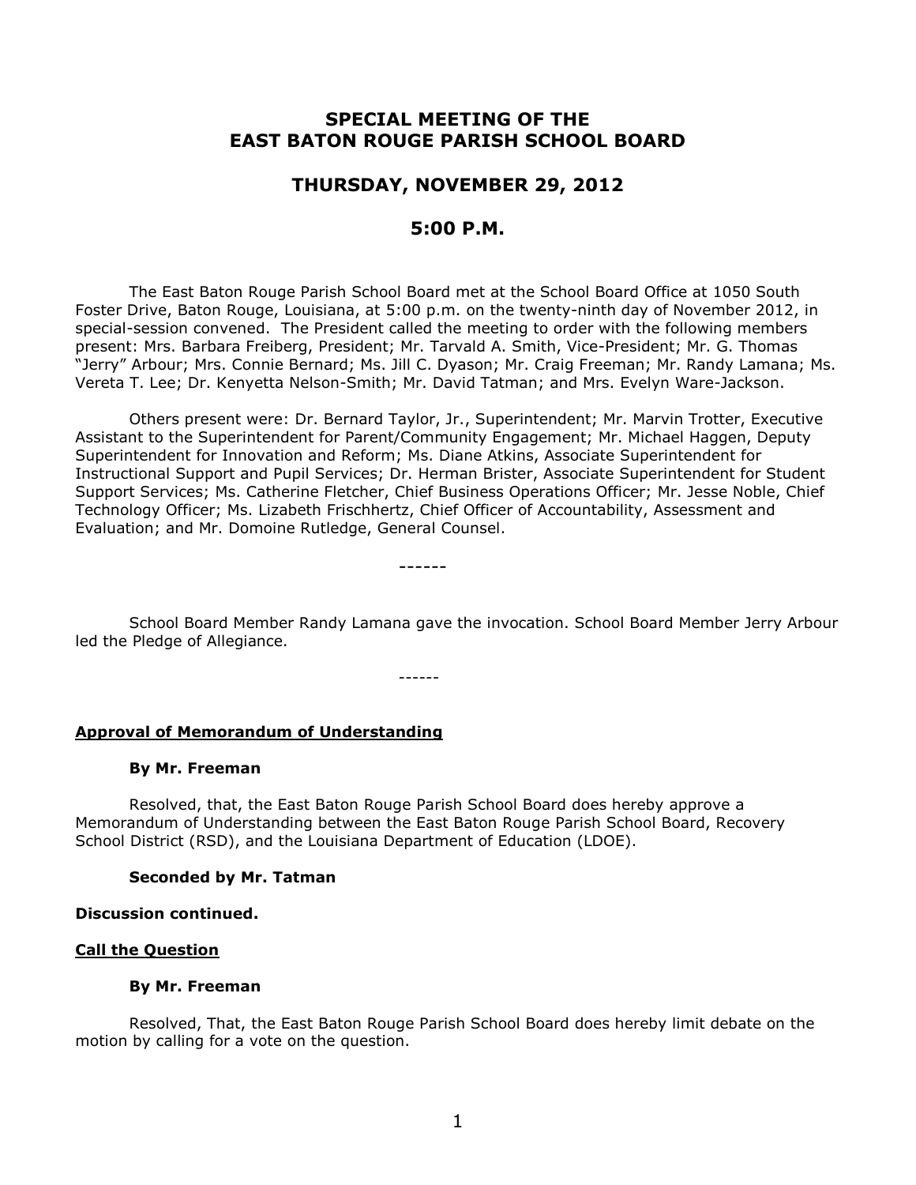# SPECIAL MEETING OF THE EAST BATON ROUGE PARISH SCHOOL BOARD

## THURSDAY, NOVEMBER 29, 2012

## 5:00 P.M.

The East Baton Rouge Parish School Board met at the School Board Office at 1050 South Foster Drive, Baton Rouge, Louisiana, at 5:00 p.m. on the twenty-ninth day of November 2012, in special-session convened. The President called the meeting to order with the following members present: Mrs. Barbara Freiberg, President; Mr. Tarvald A. Smith, Vice-President; Mr. G. Thomas "Jerry" Arbour; Mrs. Connie Bernard; Ms. Jill C. Dyason; Mr. Craig Freeman; Mr. Randy Lamana; Ms. Vereta T. Lee; Dr. Kenyetta Nelson-Smith; Mr. David Tatman; and Mrs. Evelyn Ware-Jackson.

Others present were: Dr. Bernard Taylor, Jr., Superintendent; Mr. Marvin Trotter, Executive Assistant to the Superintendent for Parent/Community Engagement; Mr. Michael Haggen, Deputy Superintendent for Innovation and Reform; Ms. Diane Atkins, Associate Superintendent for Instructional Support and Pupil Services; Dr. Herman Brister, Associate Superintendent for Student Support Services; Ms. Catherine Fletcher, Chief Business Operations Officer; Mr. Jesse Noble, Chief Technology Officer; Ms. Lizabeth Frischhertz, Chief Officer of Accountability, Assessment and Evaluation; and Mr. Domoine Rutledge, General Counsel.

------

School Board Member Randy Lamana gave the invocation. School Board Member Jerry Arbour led the Pledge of Allegiance.

------

**Approval of Memorandum of Understanding**

**By Mr. Freeman**

Resolved, that, the East Baton Rouge Parish School Board does hereby approve a Memorandum of Understanding between the East Baton Rouge Parish School Board, Recovery School District (RSD), and the Louisiana Department of Education (LDOE).

**Seconded by Mr. Tatman**

**Discussion continued.**

**Call the Question**

**By Mr. Freeman**

Resolved, That, the East Baton Rouge Parish School Board does hereby limit debate on the motion by calling for a vote on the question.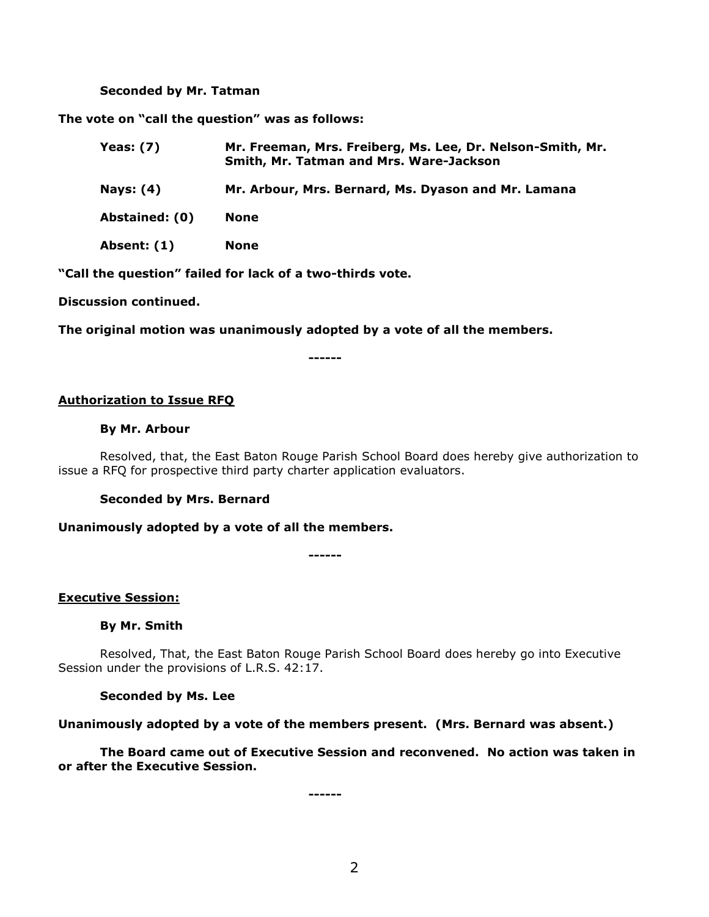**Seconded by Mr. Tatman**

**The vote on "call the question" was as follows:**

| | |
|---|---|
| **Yeas: (7)** | **Mr. Freeman, Mrs. Freiberg, Ms. Lee, Dr. Nelson-Smith, Mr. Smith, Mr. Tatman and Mrs. Ware-Jackson** |
| **Nays: (4)** | **Mr. Arbour, Mrs. Bernard, Ms. Dyason and Mr. Lamana** |
| **Abstained: (0)** | **None** |
| **Absent: (1)** | **None** |

**"Call the question" failed for lack of a two-thirds vote.**

**Discussion continued.**

**The original motion was unanimously adopted by a vote of all the members.**

------

**Authorization to Issue RFQ**

**By Mr. Arbour**

Resolved, that, the East Baton Rouge Parish School Board does hereby give authorization to issue a RFQ for prospective third party charter application evaluators.

**Seconded by Mrs. Bernard**

**Unanimously adopted by a vote of all the members.**

------

**Executive Session:**

**By Mr. Smith**

Resolved, That, the East Baton Rouge Parish School Board does hereby go into Executive Session under the provisions of L.R.S. 42:17.

**Seconded by Ms. Lee**

**Unanimously adopted by a vote of the members present. (Mrs. Bernard was absent.)**

**The Board came out of Executive Session and reconvened. No action was taken in or after the Executive Session.**

------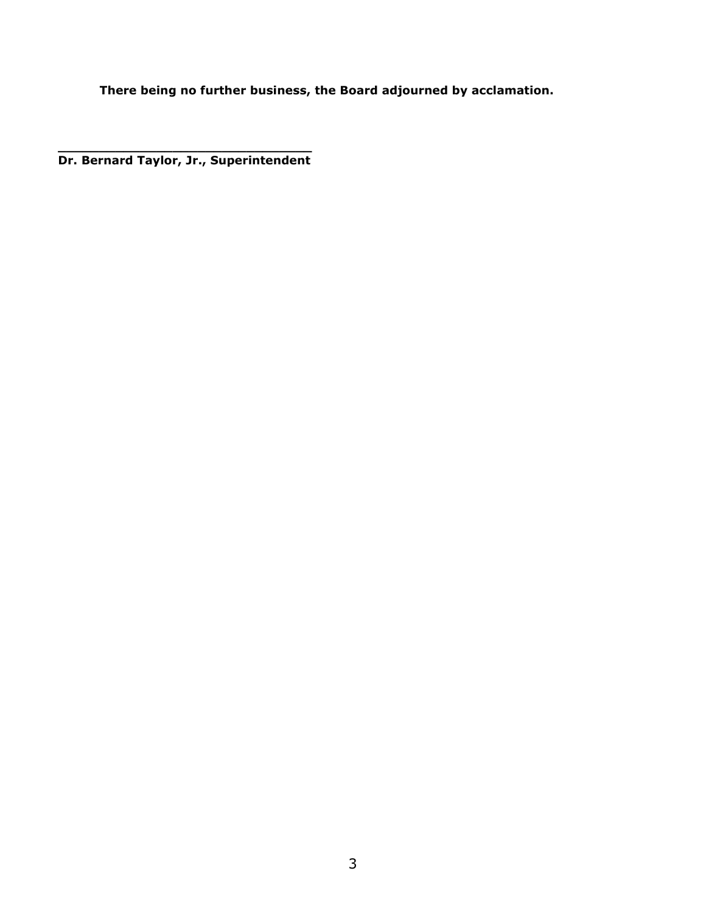**There being no further business, the Board adjourned by acclamation.**

________________________________
**Dr. Bernard Taylor, Jr., Superintendent**